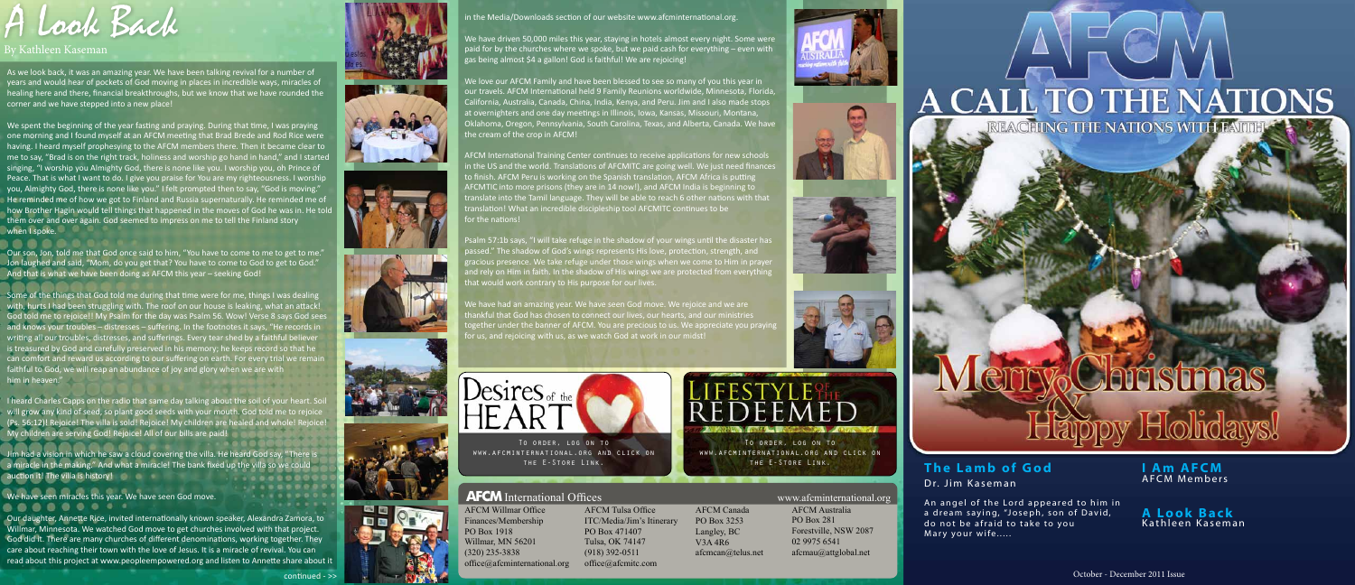# A Look Back

By Kathleen Kaseman

As we look back, it was an amazing year. We have been talking revival for a number of years and would hear of pockets of God moving in places in incredible ways, miracles of healing here and there, financial breakthroughs, but we know that we have rounded the corner and we have stepped into a new place!

We spent the beginning of the year fasting and praying. During that time, I was praying one morning and I found myself at an AFCM meeting that Brad Brede and Rod Rice were having. I heard myself prophesying to the AFCM members there. Then it became clear to me to say, "Brad is on the right track, holiness and worship go hand in hand," and I started singing, "I worship you Almighty God, there is none like you. I worship you, oh Prince of Peace. That is what I want to do. I give you praise for You are my righteousness. I worship you, Almighty God, there is none like you." I felt prompted then to say, "God is moving." He reminded me of how we got to Finland and Russia supernaturally. He reminded me of how Brother Hagin would tell things that happened in the moves of God he was in. He told them over and over again. God seemed to impress on me to tell the Finland story when I spoke.

Our son, Jon, told me that God once said to him, "You have to come to me to get to me." Jon laughed and said, "Mom, do you get that? You have to come to God to get to God." And that is what we have been doing as AFCM this year – seeking God!

Some of the things that God told me during that time were for me, things I was dealing with, hurts I had been struggling with. The roof on our house is leaking, what an attack! God told me to rejoice!! My Psalm for the day was Psalm 56. Wow! Verse 8 says God sees and knows your troubles – distresses – suffering. In the footnotes it says, "He records in writing all our troubles, distresses, and sufferings. Every tear shed by a faithful believer is treasured by God and carefully preserved in his memory; he keeps record so that he can comfort and reward us according to our suffering on earth. For every trial we remain faithful to God, we will reap an abundance of joy and glory when we are with him in heaven."

I heard Charles Capps on the radio that same day talking about the soil of your heart. Soil will grow any kind of seed, so plant good seeds with your mouth. God told me to rejoice (Ps. 56:12)! Rejoice! The villa is sold! Rejoice! My children are healed and whole! Rejoice! My children are serving God! Rejoice! All of our bills are paid!

Jim had a vision in which he saw a cloud covering the villa. He heard God say, "There is a miracle in the making." And what a miracle! The bank fixed up the villa so we could auction it! The villa is history!

We have seen miracles this year. We have seen God move.

Our daughter, Annette Rice, invited internationally known speaker, Alexandra Zamora, to Willmar, Minnesota. We watched God move to get churches involved with that project. God did it. There are many churches of different denominations, working together. They care about reaching their town with the love of Jesus. It is a miracle of revival. You can read about this project at www.peopleempowered.org and listen to Annette share about it in the Media/Downloads section of our website www.afcminternational.org.

We have driven 50,000 miles this year, staying in hotels almost every night. Some were paid for by the churches where we spoke, but we paid cash for everything – even with gas being almost $4 a gallon! God is faithful! We are rejoicing!

We love our AFCM Family and have been blessed to see so many of you this year in our travels. AFCM International held 9 Family Reunions worldwide, Minnesota, Florida, California, Australia, Canada, China, India, Kenya, and Peru. Jim and I also made stops at overnighters and one day meetings in Illinois, Iowa, Kansas, Missouri, Montana, Oklahoma, Oregon, Pennsylvania, South Carolina, Texas, and Alberta, Canada. We have the cream of the crop in AFCM!

AFCM International Training Center continues to receive applications for new schools in the US and the world. Translations of AFCMITC are going well. We just need finances to finish. AFCM Peru is working on the Spanish translation, AFCM Africa is putting AFCMITC into more prisons (they are in 14 now!), and AFCM India is beginning to translate into the Tamil language. They will be able to reach 6 other nations with that translation! What an incredible discipleship tool AFCMITC continues to be for the nations!

Psalm 57:1b says, "I will take refuge in the shadow of your wings until the disaster has passed." The shadow of God's wings represents His love, protection, strength, and gracious presence. We take refuge under those wings when we come to Him in prayer and rely on Him in faith. In the shadow of His wings we are protected from everything that would work contrary to His purpose for our lives.

We have had an amazing year. We have seen God move. We rejoice and we are thankful that God has chosen to connect our lives, our hearts, and our ministries together under the banner of AFCM. You are precious to us. We appreciate you praying for us, and rejoicing with us, as we watch God at work in our midst!

continued - >>

**Desires of the Heart**

To order, log on to www.afcminternational.org and click on the E-Store Link.

**Lifestyle of the Redeemed**

To order, log on to www.afcminternational.org and click on the E-Store Link.

## AFCM International Offices

www.afcminternational.org

| AFCM Willmar Office | AFCM Tulsa Office | AFCM Canada | AFCM Australia |
|---|---|---|---|
| Finances/Membership | ITC/Media/Jim's Itinerary | PO Box 3253 | PO Box 281 |
| PO Box 1918 | PO Box 471407 | Langley, BC | Forestville, NSW 2087 |
| Willmar, MN 56201 | Tulsa, OK 74147 | V3A 4R6 | 02 9975 6541 |
| (320) 235-3838 | (918) 392-0511 | afcmcan@telus.net | afcmau@attglobal.net |
| office@afcminternational.org | office@afcmitc.com | | |

# AFCM

## A CALL TO THE NATIONS

REACHING THE NATIONS WITH FAITH

Merry Christmas & Happy Holidays!

**The Lamb of God**
Dr. Jim Kaseman

An angel of the Lord appeared to him in a dream saying, "Joseph, son of David, do not be afraid to take to you Mary your wife.....

**I Am AFCM**
AFCM Members

**A Look Back**
Kathleen Kaseman

October - December 2011 Issue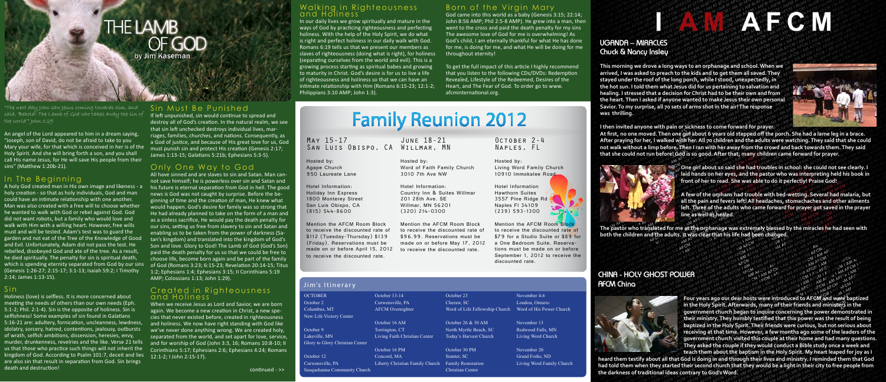# THE LAMB OF GOD

by Jim Kaseman

"The next day John saw Jesus coming towards him, and said, 'Behold! The Lamb of God who takes away the sin of the world!'" John 1:29

An angel of the Lord appeared to him in a dream saying, "Joseph, son of David, do not be afraid to take to you Mary your wife, for that which is conceived in her is of the Holy Spirit. And she will bring forth a son, and you shall call His name Jesus, for He will save His people from their sins" (Matthew 1:20b-21).

## In The Beginning

A holy God created man in His own image and likeness - a holy creation - so that as holy individuals, God and man could have an intimate relationship with one another. Man was also created with a free will to choose whether he wanted to walk with God or rebel against God. God did not want robots, but a family who would love and walk with Him with a willing heart. However, free wills must and will be tested. Adam's test was to guard the garden and not eat of the Tree of the Knowledge of Good and Evil. Unfortunately, Adam did not pass the test. He rebelled, disobeyed God and ate of the tree. As a result, he died spiritually. The penalty for sin is spiritual death, which is spending eternity separated from God by our sins (Genesis 1:26-27; 2:15-17; 3:1-13; Isaiah 59:2; I Timothy 2:14; James 1:13-15).

## Sin

Holiness (love) is selfless. It is more concerned about meeting the needs of others than our own needs (Eph. 5:1-2; Phil. 2:1-4). Sin is the opposite of holiness. Sin is selfishness! Some examples of sin found in Galatians 5:16-21 are: adultery, fornication, uncleanness, lewdness, idolatry, sorcery, hatred, contentions, jealousy, outbursts of wrath, selfish ambitions, dissension, heresies, envy, murder, drunkenness, revelries and the like. Verse 21 tells us that those who practice such things will not inherit the kingdom of God. According to Psalm 101:7, deceit and lies are also sin that result in separation from God. Sin brings death and destruction!

## Sin Must Be Punished

If left unpunished, sin would continue to spread and destroy all of God's creation. In the natural realm, we see that sin left unchecked destroys individual lives, marriages, families, churches, and nations. Consequently, as a God of justice, and because of His great love for us, God must punish sin and protect His creation (Genesis 2:17; James 1:13-15; Galatians 5:21b; Ephesians 5:3-5).

## Only One Way to God

All have sinned and are slaves to sin and Satan. Man cannot save himself; he is powerless over sin and Satan and his future is eternal separation from God in hell. The good news is God was not caught by surprise. Before the beginning of time and the creation of man, He knew what would happen. God's desire for family was so strong that He had already planned to take on the form of a man and as a sinless sacrifice, He would pay the death penalty for our sins, setting us free from slavery to sin and Satan and enabling us to be taken from the power of darkness (Satan's kingdom) and translated into the kingdom of God's Son and love. Glory to God! The Lamb of God (God's Son) paid the death penalty for us so that we could be free to choose life, become born again and be part of the family of God (Romans 3:23; 6:15-23; Revelation 20:14-15; Titus 1:2; Ephesians 1:4; Ephesians 3:15; II Corinthians 5:19 AMP; Colossians 1:13; John 1:29).

## Created in Righteousness and Holiness

When we receive Jesus as Lord and Savior, we are born again. We become a new creation in Christ, a new species that never existed before, created in righteousness and holiness. We now have right standing with God like we've never done anything wrong. We are created holy, separated from the world, and set apart for love, service, and for worship of God (John 3:3, 16; Romans 10:8-10; II Corinthians 5:17; Ephesians 2:6; Ephesians 4:24; Romans 12:1-2; I John 2:15-17).

## Walking in Righteousness and Holiness

In our daily lives we grow spiritually and mature in the ways of God by practicing righteousness and perfecting holiness. With the help of the Holy Spirit, we do what is right and perfect holiness in our daily walk with God. Romans 6:19 tells us that we present our members as slaves of righteousness (doing what is right), for holiness (separating ourselves from the world and evil). This is a growing process starting as spiritual babes and growing to maturity in Christ. God's desire is for us to live a life of righteousness and holiness so that we can have an intimate relationship with Him (Romans 6:15-23; 12:1-2; Philippians 3:10 AMP; John 1:3).

## Born of the Virgin Mary

God came into this world as a baby (Genesis 3:15; 22:14; John 8:56 AMP; Phil 2:5-8 AMP). He grew into a man, then went to the cross and paid the death penalty for my sins The awesome love of God for me is overwhelming! As God's child, I am eternally thankful for what He has done for me, is doing for me, and what He will be doing for me throughout eternity!

To get the full impact of this article I highly recommend that you listen to the following CDs/DVDs: Redemption Revealed, Lifestyle of the Redeemed, Desires of the Heart, and The Fear of God. To order go to www.afcminternational.org.

continued - >>

# Family Reunion 2012

**May 15-17**
**San Luis Obispo, CA**

Hosted by:
Agape Church
950 Laureate Lane

Hotel Information:
Holiday Inn Express
1800 Monterey Street
San Luis Obispo, CA
(815) 544-8600

Mention the AFCM Room Block to receive the discounted rate of $112 (Tuesday-Thursday) $139 (Friday). Reservations must be made on or before April 15, 2012 to receive the discounted rate.

**June 18-21**
**Willmar, MN**

Hosted by:
Word of Faith Family Church
3010 7th Ave NW

Hotel Information:
Country Inn & Suites Willmar
201 28th Ave. SE
Willmar, MN 56201
(320) 214-0300

Mention the AFCM Room Block to receive the discounted rate of $96.99. Reservations must be made on or before May 17, 2012 to receive the discounted rate.

**October 2-4**
**Naples, FL**

Hosted by:
Living Word Family Church
10910 Immokalee Road

Hotel Information
Hawthorn Suites
3557 Pine Ridge Rd
Naples Fl 34109
(239) 593-1300

Mention the AFCM Room Block to receive the discounted rate of $79 for a Studio Suite or $89 for a One Bedroom Suite. Reservations must be made on or before September 1, 2012 to receive the discounted rate.

## Jim's Itinerary

| | | | |
|---|---|---|---|
| OCTOBER | October 13-14 Curwensville, PA AFCM Overnighter | October 23 Cheraw, SC Word of Life Fellowship Church | November 4-6 London, Ontario Word of His Power Church |
| October 2 Columbus, MT New Life Victory Center | October 16 AM Torrington, CT Living Faith Christian Center | October 26 & 30 AM North Myrtle Beach, SC Today's Harvest Church | November 13 Redwood Falls, MN Living Word Church |
| October 9 Lakeville, MN Glory to Glory Christian Center | October 16 PM Concord, MA Liberty Christian Family Church | October 30 PM Sumter, SC Family Restoration Christian Center | November 20 Grand Forks, ND Living Word Family Church |
| October 12 Curwensville, PA Susquehanna Community Church | | | |

# I AM AFCM

## UGANDA – MIRACLES
### Chuck & Nancy Insley

**This morning we drove a long ways to an orphanage and school. When we arrived, I was asked to preach to the kids and to get them all saved. They stayed under the roof of the long porch, while I stood, unexpectedly, in the hot sun. I told them what Jesus did for us pertaining to salvation and healing. I stressed that a decision for Christ had to be their own and from the heart. Then I asked if anyone wanted to make Jesus their own personal Savior. To my surprise, all 70 sets of arms shot in the air! The response was thrilling.**

**I then invited anyone with pain or sickness to come forward for prayer. At first, no one moved. Then one girl about 6 years old stepped off the porch. She had a lame leg in a brace. After praying for her, I walked with her. All 70 children and the adults were watching. They said that she could not walk without a limp before. Then I ran with her away from the crowd and back towards them. They said that she could not run before! God is so good. After that, many children came forward for prayer.**

**One girl about 10 said she had troubles in school: she could not see clearly. I laid hands on her eyes, and the pastor who was interpreting held his book in front of her to read. She was able to do it perfectly! Praise God!**

**A few of the orphans had trouble with bed-wetting. Several had malaria, but all the pain and fevers left! All headaches, stomachaches and other ailments left. Three of the adults who came forward for prayer got saved in the prayer line as well as healed.**

**The pastor who translated for me at the orphanage was extremely blessed by the miracles he had seen with both the children and the adults. It was clear that his life had been changed.**

## CHINA - HOLY GHOST POWER
### AFCM China

**Four years ago our dear hosts were introduced to AFCM and were baptized in the Holy Spirit. Afterwards, many of their friends and ministers in the government church began to inquire concerning the power demonstrated in their ministry. They humbly testified that this power was the result of being baptized in the Holy Spirit. Their friends were curious, but not serious about receiving at that time. However, a few months ago some of the leaders of the government church visited this couple at their home and had many questions. They asked the couple if they would conduct a Bible study once a week and teach them about the baptism in the Holy Spirit. My heart leaped for joy as I heard them testify about all that God is doing in and through their lives and ministry. I reminded them that God had told them when they started their second church that they would be a light in their city to free people from the darkness of traditional ideas contrary to God's Word.**